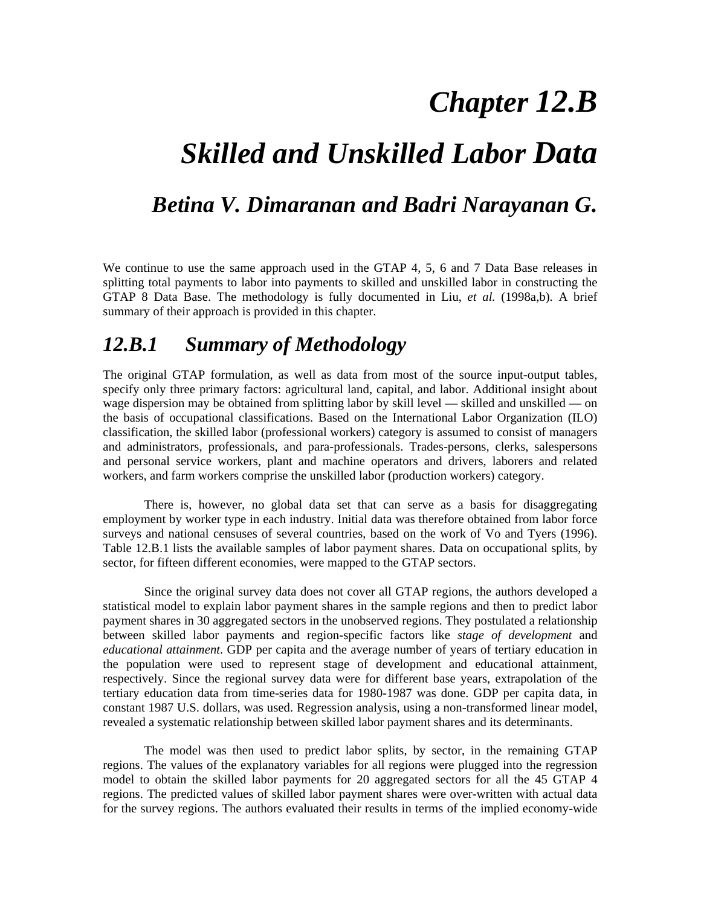# *Chapter 12.B*

# *Skilled and Unskilled Labor Data*

## *Betina V. Dimaranan and Badri Narayanan G.*

We continue to use the same approach used in the GTAP 4, 5, 6 and 7 Data Base releases in splitting total payments to labor into payments to skilled and unskilled labor in constructing the GTAP 8 Data Base. The methodology is fully documented in Liu, *et al.* (1998a,b). A brief summary of their approach is provided in this chapter.

## *12.B.1 Summary of Methodology*

The original GTAP formulation, as well as data from most of the source input-output tables, specify only three primary factors: agricultural land, capital, and labor. Additional insight about wage dispersion may be obtained from splitting labor by skill level — skilled and unskilled — on the basis of occupational classifications. Based on the International Labor Organization (ILO) classification, the skilled labor (professional workers) category is assumed to consist of managers and administrators, professionals, and para-professionals. Trades-persons, clerks, salespersons and personal service workers, plant and machine operators and drivers, laborers and related workers, and farm workers comprise the unskilled labor (production workers) category.

There is, however, no global data set that can serve as a basis for disaggregating employment by worker type in each industry. Initial data was therefore obtained from labor force surveys and national censuses of several countries, based on the work of Vo and Tyers (1996). Table 12.B.1 lists the available samples of labor payment shares. Data on occupational splits, by sector, for fifteen different economies, were mapped to the GTAP sectors.

Since the original survey data does not cover all GTAP regions, the authors developed a statistical model to explain labor payment shares in the sample regions and then to predict labor payment shares in 30 aggregated sectors in the unobserved regions. They postulated a relationship between skilled labor payments and region-specific factors like *stage of development* and *educational attainment*. GDP per capita and the average number of years of tertiary education in the population were used to represent stage of development and educational attainment, respectively. Since the regional survey data were for different base years, extrapolation of the tertiary education data from time-series data for 1980-1987 was done. GDP per capita data, in constant 1987 U.S. dollars, was used. Regression analysis, using a non-transformed linear model, revealed a systematic relationship between skilled labor payment shares and its determinants.

The model was then used to predict labor splits, by sector, in the remaining GTAP regions. The values of the explanatory variables for all regions were plugged into the regression model to obtain the skilled labor payments for 20 aggregated sectors for all the 45 GTAP 4 regions. The predicted values of skilled labor payment shares were over-written with actual data for the survey regions. The authors evaluated their results in terms of the implied economy-wide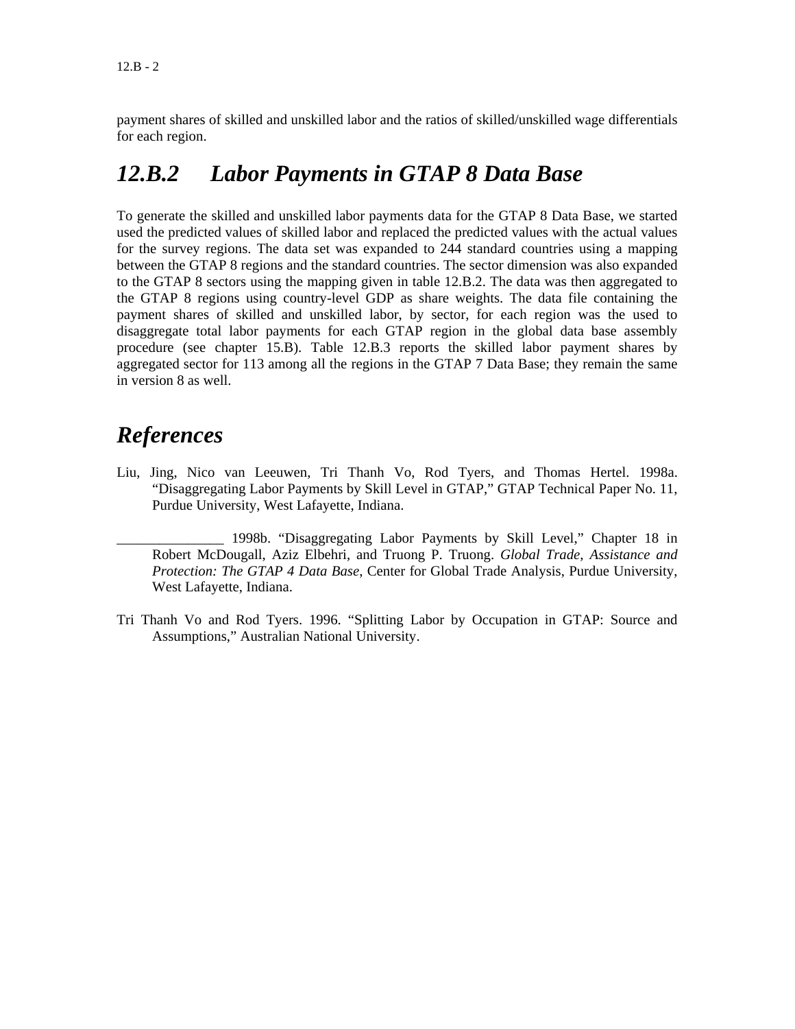payment shares of skilled and unskilled labor and the ratios of skilled/unskilled wage differentials for each region.

## *12.B.2 Labor Payments in GTAP 8 Data Base*

To generate the skilled and unskilled labor payments data for the GTAP 8 Data Base, we started used the predicted values of skilled labor and replaced the predicted values with the actual values for the survey regions. The data set was expanded to 244 standard countries using a mapping between the GTAP 8 regions and the standard countries. The sector dimension was also expanded to the GTAP 8 sectors using the mapping given in table 12.B.2. The data was then aggregated to the GTAP 8 regions using country-level GDP as share weights. The data file containing the payment shares of skilled and unskilled labor, by sector, for each region was the used to disaggregate total labor payments for each GTAP region in the global data base assembly procedure (see chapter 15.B). Table 12.B.3 reports the skilled labor payment shares by aggregated sector for 113 among all the regions in the GTAP 7 Data Base; they remain the same in version 8 as well.

## *References*

Liu, Jing, Nico van Leeuwen, Tri Thanh Vo, Rod Tyers, and Thomas Hertel. 1998a. "Disaggregating Labor Payments by Skill Level in GTAP," GTAP Technical Paper No. 11, Purdue University, West Lafayette, Indiana.

_______________ 1998b. "Disaggregating Labor Payments by Skill Level," Chapter 18 in Robert McDougall, Aziz Elbehri, and Truong P. Truong. *Global Trade, Assistance and Protection: The GTAP 4 Data Base*, Center for Global Trade Analysis, Purdue University, West Lafayette, Indiana.

Tri Thanh Vo and Rod Tyers. 1996. "Splitting Labor by Occupation in GTAP: Source and Assumptions," Australian National University.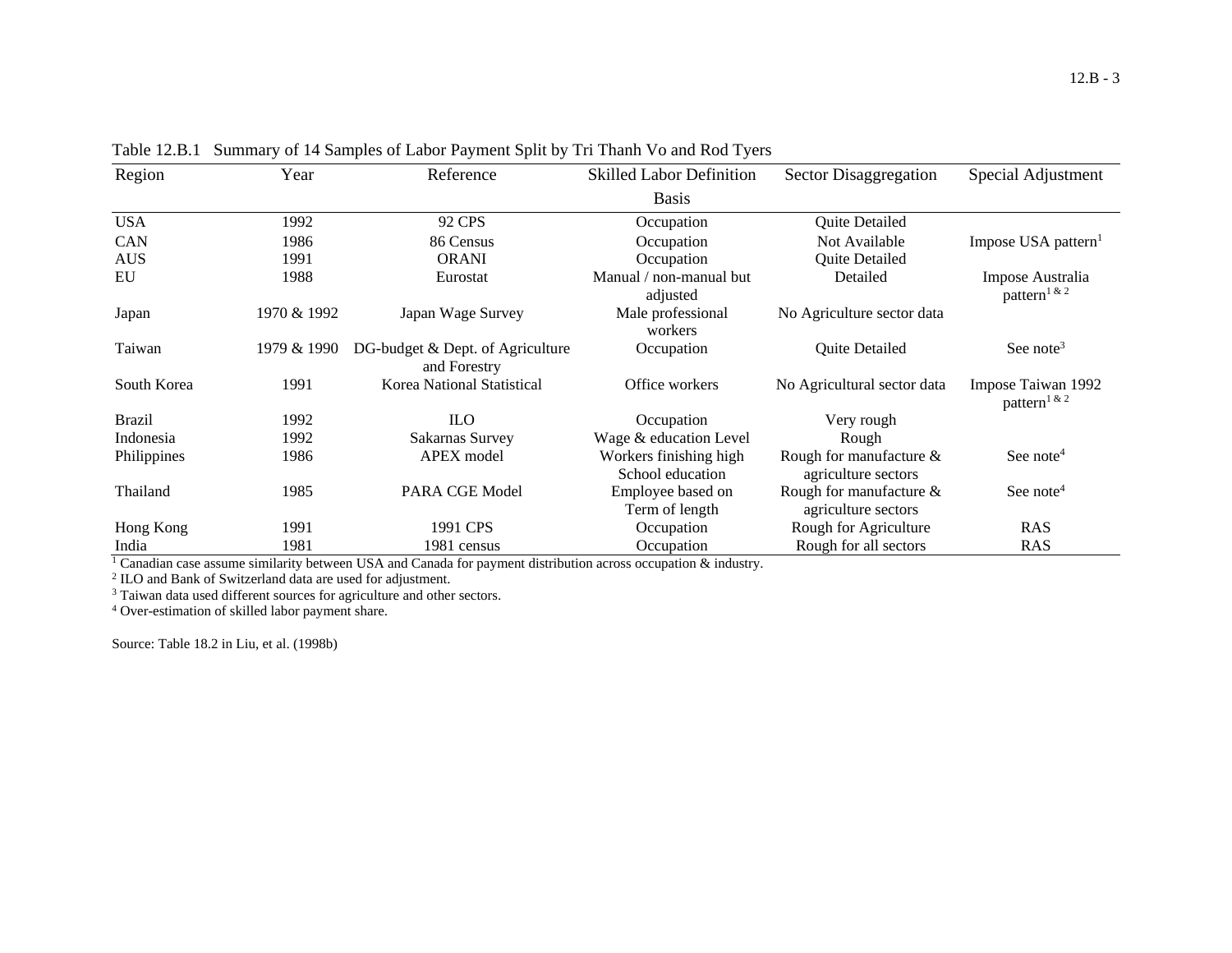Table 12.B.1 Summary of 14 Samples of Labor Payment Split by Tri Thanh Vo and Rod Tyers

| Region | Year | Reference | Skilled Labor Definition Basis | Sector Disaggregation | Special Adjustment |
|---|---|---|---|---|---|
| USA | 1992 | 92 CPS | Occupation | Quite Detailed | |
| CAN | 1986 | 86 Census | Occupation | Not Available | Impose USA pattern[1] |
| AUS | 1991 | ORANI | Occupation | Quite Detailed | |
| EU | 1988 | Eurostat | Manual / non-manual but adjusted | Detailed | Impose Australia pattern[1 & 2] |
| Japan | 1970 & 1992 | Japan Wage Survey | Male professional workers | No Agriculture sector data | |
| Taiwan | 1979 & 1990 | DG-budget & Dept. of Agriculture and Forestry | Occupation | Quite Detailed | See note[3] |
| South Korea | 1991 | Korea National Statistical | Office workers | No Agricultural sector data | Impose Taiwan 1992 pattern[1 & 2] |
| Brazil | 1992 | ILO | Occupation | Very rough | |
| Indonesia | 1992 | Sakarnas Survey | Wage & education Level | Rough | |
| Philippines | 1986 | APEX model | Workers finishing high School education | Rough for manufacture & agriculture sectors | See note[4] |
| Thailand | 1985 | PARA CGE Model | Employee based on Term of length | Rough for manufacture & agriculture sectors | See note[4] |
| Hong Kong | 1991 | 1991 CPS | Occupation | Rough for Agriculture | RAS |
| India | 1981 | 1981 census | Occupation | Rough for all sectors | RAS |

[1] Canadian case assume similarity between USA and Canada for payment distribution across occupation & industry.
[2] ILO and Bank of Switzerland data are used for adjustment.
[3] Taiwan data used different sources for agriculture and other sectors.
[4] Over-estimation of skilled labor payment share.

Source: Table 18.2 in Liu, et al. (1998b)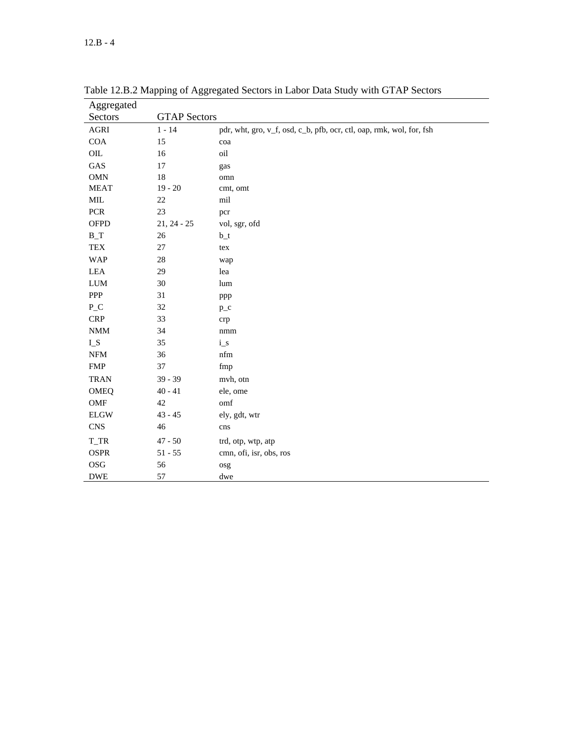Table 12.B.2 Mapping of Aggregated Sectors in Labor Data Study with GTAP Sectors

| Aggregated Sectors | GTAP Sectors | |
|---|---|---|
| AGRI | 1 - 14 | pdr, wht, gro, v_f, osd, c_b, pfb, ocr, ctl, oap, rmk, wol, for, fsh |
| COA | 15 | coa |
| OIL | 16 | oil |
| GAS | 17 | gas |
| OMN | 18 | omn |
| MEAT | 19 - 20 | cmt, omt |
| MIL | 22 | mil |
| PCR | 23 | pcr |
| OFPD | 21, 24 - 25 | vol, sgr, ofd |
| B_T | 26 | b_t |
| TEX | 27 | tex |
| WAP | 28 | wap |
| LEA | 29 | lea |
| LUM | 30 | lum |
| PPP | 31 | ppp |
| P_C | 32 | p_c |
| CRP | 33 | crp |
| NMM | 34 | nmm |
| I_S | 35 | i_s |
| NFM | 36 | nfm |
| FMP | 37 | fmp |
| TRAN | 39 - 39 | mvh, otn |
| OMEQ | 40 - 41 | ele, ome |
| OMF | 42 | omf |
| ELGW | 43 - 45 | ely, gdt, wtr |
| CNS | 46 | cns |
| T_TR | 47 - 50 | trd, otp, wtp, atp |
| OSPR | 51 - 55 | cmn, ofi, isr, obs, ros |
| OSG | 56 | osg |
| DWE | 57 | dwe |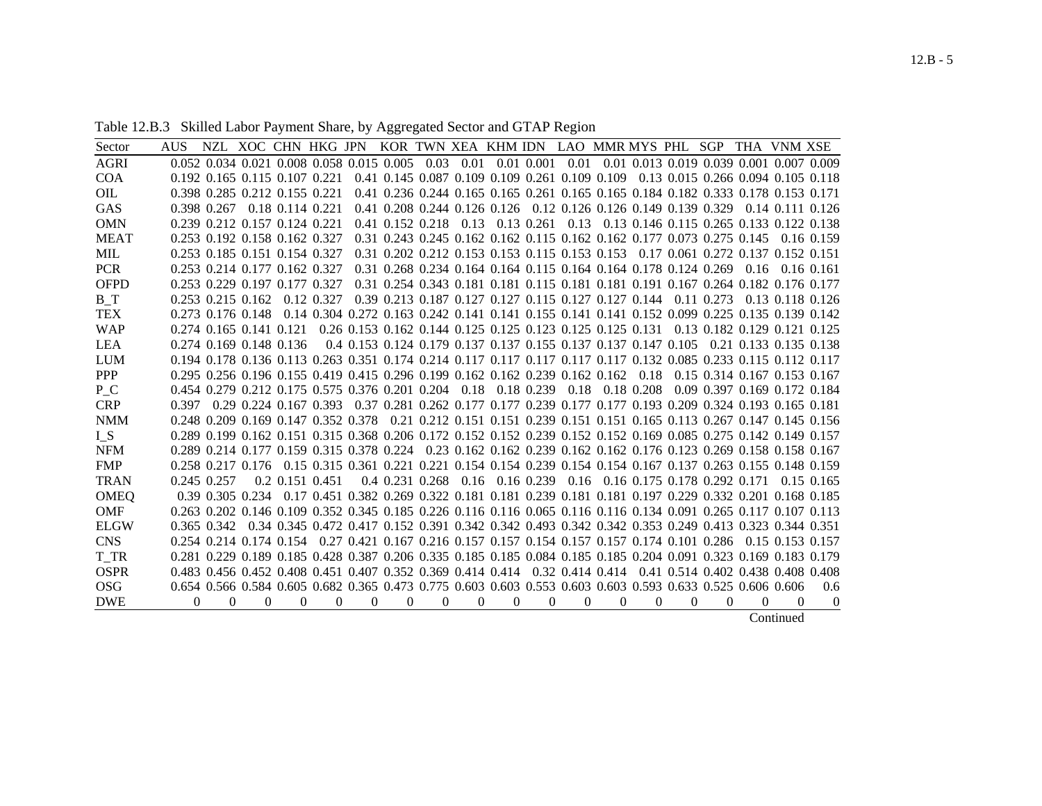Table 12.B.3 Skilled Labor Payment Share, by Aggregated Sector and GTAP Region

| Sector | AUS | NZL | XOC | CHN | HKG | JPN | KOR | TWN | XEA | KHM | IDN | LAO | MMR | MYS | PHL | SGP | THA | VNM | XSE |
|---|---|---|---|---|---|---|---|---|---|---|---|---|---|---|---|---|---|---|---|
| AGRI | 0.052 | 0.034 | 0.021 | 0.008 | 0.058 | 0.015 | 0.005 | 0.03 | 0.01 | 0.01 | 0.001 | 0.01 | 0.01 | 0.013 | 0.019 | 0.039 | 0.001 | 0.007 | 0.009 |
| COA | 0.192 | 0.165 | 0.115 | 0.107 | 0.221 | 0.41 | 0.145 | 0.087 | 0.109 | 0.109 | 0.261 | 0.109 | 0.109 | 0.13 | 0.015 | 0.266 | 0.094 | 0.105 | 0.118 |
| OIL | 0.398 | 0.285 | 0.212 | 0.155 | 0.221 | 0.41 | 0.236 | 0.244 | 0.165 | 0.165 | 0.261 | 0.165 | 0.165 | 0.184 | 0.182 | 0.333 | 0.178 | 0.153 | 0.171 |
| GAS | 0.398 | 0.267 | 0.18 | 0.114 | 0.221 | 0.41 | 0.208 | 0.244 | 0.126 | 0.126 | 0.12 | 0.126 | 0.126 | 0.149 | 0.139 | 0.329 | 0.14 | 0.111 | 0.126 |
| OMN | 0.239 | 0.212 | 0.157 | 0.124 | 0.221 | 0.41 | 0.152 | 0.218 | 0.13 | 0.13 | 0.261 | 0.13 | 0.13 | 0.146 | 0.115 | 0.265 | 0.133 | 0.122 | 0.138 |
| MEAT | 0.253 | 0.192 | 0.158 | 0.162 | 0.327 | 0.31 | 0.243 | 0.245 | 0.162 | 0.162 | 0.115 | 0.162 | 0.162 | 0.177 | 0.073 | 0.275 | 0.145 | 0.16 | 0.159 |
| MIL | 0.253 | 0.185 | 0.151 | 0.154 | 0.327 | 0.31 | 0.202 | 0.212 | 0.153 | 0.153 | 0.115 | 0.153 | 0.153 | 0.17 | 0.061 | 0.272 | 0.137 | 0.152 | 0.151 |
| PCR | 0.253 | 0.214 | 0.177 | 0.162 | 0.327 | 0.31 | 0.268 | 0.234 | 0.164 | 0.164 | 0.115 | 0.164 | 0.164 | 0.178 | 0.124 | 0.269 | 0.16 | 0.16 | 0.161 |
| OFPD | 0.253 | 0.229 | 0.197 | 0.177 | 0.327 | 0.31 | 0.254 | 0.343 | 0.181 | 0.181 | 0.115 | 0.181 | 0.181 | 0.191 | 0.167 | 0.264 | 0.182 | 0.176 | 0.177 |
| B_T | 0.253 | 0.215 | 0.162 | 0.12 | 0.327 | 0.39 | 0.213 | 0.187 | 0.127 | 0.127 | 0.115 | 0.127 | 0.127 | 0.144 | 0.11 | 0.273 | 0.13 | 0.118 | 0.126 |
| TEX | 0.273 | 0.176 | 0.148 | 0.14 | 0.304 | 0.272 | 0.163 | 0.242 | 0.141 | 0.141 | 0.155 | 0.141 | 0.141 | 0.152 | 0.099 | 0.225 | 0.135 | 0.139 | 0.142 |
| WAP | 0.274 | 0.165 | 0.141 | 0.121 | 0.26 | 0.153 | 0.162 | 0.144 | 0.125 | 0.125 | 0.123 | 0.125 | 0.125 | 0.131 | 0.13 | 0.182 | 0.129 | 0.121 | 0.125 |
| LEA | 0.274 | 0.169 | 0.148 | 0.136 | 0.4 | 0.153 | 0.124 | 0.179 | 0.137 | 0.137 | 0.155 | 0.137 | 0.137 | 0.147 | 0.105 | 0.21 | 0.133 | 0.135 | 0.138 |
| LUM | 0.194 | 0.178 | 0.136 | 0.113 | 0.263 | 0.351 | 0.174 | 0.214 | 0.117 | 0.117 | 0.117 | 0.117 | 0.117 | 0.132 | 0.085 | 0.233 | 0.115 | 0.112 | 0.117 |
| PPP | 0.295 | 0.256 | 0.196 | 0.155 | 0.419 | 0.415 | 0.296 | 0.199 | 0.162 | 0.162 | 0.239 | 0.162 | 0.162 | 0.18 | 0.15 | 0.314 | 0.167 | 0.153 | 0.167 |
| P_C | 0.454 | 0.279 | 0.212 | 0.175 | 0.575 | 0.376 | 0.201 | 0.204 | 0.18 | 0.18 | 0.239 | 0.18 | 0.18 | 0.208 | 0.09 | 0.397 | 0.169 | 0.172 | 0.184 |
| CRP | 0.397 | 0.29 | 0.224 | 0.167 | 0.393 | 0.37 | 0.281 | 0.262 | 0.177 | 0.177 | 0.239 | 0.177 | 0.177 | 0.193 | 0.209 | 0.324 | 0.193 | 0.165 | 0.181 |
| NMM | 0.248 | 0.209 | 0.169 | 0.147 | 0.352 | 0.378 | 0.21 | 0.212 | 0.151 | 0.151 | 0.239 | 0.151 | 0.151 | 0.165 | 0.113 | 0.267 | 0.147 | 0.145 | 0.156 |
| I_S | 0.289 | 0.199 | 0.162 | 0.151 | 0.315 | 0.368 | 0.206 | 0.172 | 0.152 | 0.152 | 0.239 | 0.152 | 0.152 | 0.169 | 0.085 | 0.275 | 0.142 | 0.149 | 0.157 |
| NFM | 0.289 | 0.214 | 0.177 | 0.159 | 0.315 | 0.378 | 0.224 | 0.23 | 0.162 | 0.162 | 0.239 | 0.162 | 0.162 | 0.176 | 0.123 | 0.269 | 0.158 | 0.158 | 0.167 |
| FMP | 0.258 | 0.217 | 0.176 | 0.15 | 0.315 | 0.361 | 0.221 | 0.221 | 0.154 | 0.154 | 0.239 | 0.154 | 0.154 | 0.167 | 0.137 | 0.263 | 0.155 | 0.148 | 0.159 |
| TRAN | 0.245 | 0.257 | 0.2 | 0.151 | 0.451 | 0.4 | 0.231 | 0.268 | 0.16 | 0.16 | 0.239 | 0.16 | 0.16 | 0.175 | 0.178 | 0.292 | 0.171 | 0.15 | 0.165 |
| OMEQ | 0.39 | 0.305 | 0.234 | 0.17 | 0.451 | 0.382 | 0.269 | 0.322 | 0.181 | 0.181 | 0.239 | 0.181 | 0.181 | 0.197 | 0.229 | 0.332 | 0.201 | 0.168 | 0.185 |
| OMF | 0.263 | 0.202 | 0.146 | 0.109 | 0.352 | 0.345 | 0.185 | 0.226 | 0.116 | 0.116 | 0.065 | 0.116 | 0.116 | 0.134 | 0.091 | 0.265 | 0.117 | 0.107 | 0.113 |
| ELGW | 0.365 | 0.342 | 0.34 | 0.345 | 0.472 | 0.417 | 0.152 | 0.391 | 0.342 | 0.342 | 0.493 | 0.342 | 0.342 | 0.353 | 0.249 | 0.413 | 0.323 | 0.344 | 0.351 |
| CNS | 0.254 | 0.214 | 0.174 | 0.154 | 0.27 | 0.421 | 0.167 | 0.216 | 0.157 | 0.157 | 0.154 | 0.157 | 0.157 | 0.174 | 0.101 | 0.286 | 0.15 | 0.153 | 0.157 |
| T_TR | 0.281 | 0.229 | 0.189 | 0.185 | 0.428 | 0.387 | 0.206 | 0.335 | 0.185 | 0.185 | 0.084 | 0.185 | 0.185 | 0.204 | 0.091 | 0.323 | 0.169 | 0.183 | 0.179 |
| OSPR | 0.483 | 0.456 | 0.452 | 0.408 | 0.451 | 0.407 | 0.352 | 0.369 | 0.414 | 0.414 | 0.32 | 0.414 | 0.414 | 0.41 | 0.514 | 0.402 | 0.438 | 0.408 | 0.408 |
| OSG | 0.654 | 0.566 | 0.584 | 0.605 | 0.682 | 0.365 | 0.473 | 0.775 | 0.603 | 0.603 | 0.553 | 0.603 | 0.603 | 0.593 | 0.633 | 0.525 | 0.606 | 0.606 | 0.6 |
| DWE | 0 | 0 | 0 | 0 | 0 | 0 | 0 | 0 | 0 | 0 | 0 | 0 | 0 | 0 | 0 | 0 | 0 | 0 | 0 |

Continued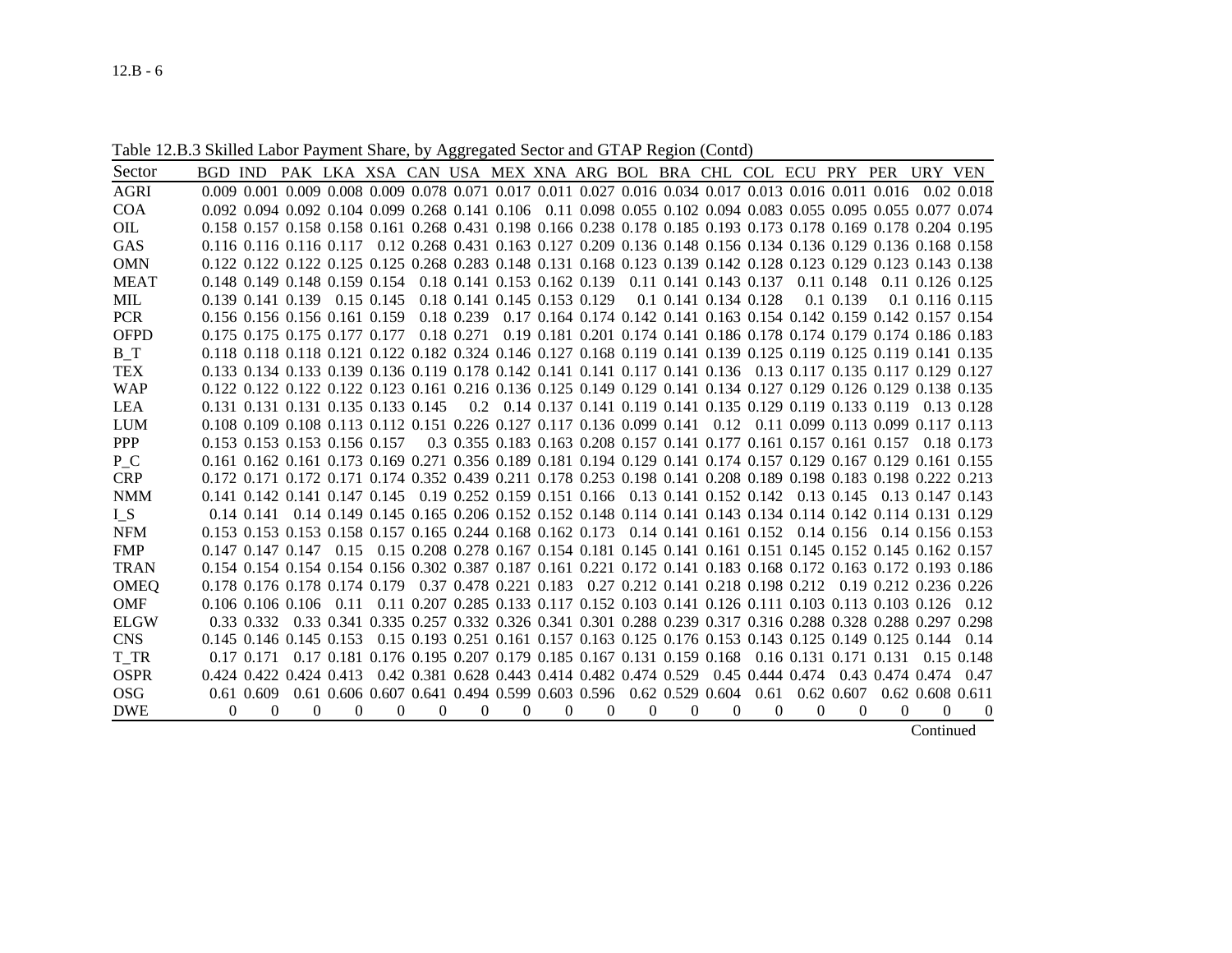Table 12.B.3 Skilled Labor Payment Share, by Aggregated Sector and GTAP Region (Contd)

| Sector | BGD | IND | PAK | LKA | XSA | CAN | USA | MEX | XNA | ARG | BOL | BRA | CHL | COL | ECU | PRY | PER | URY | VEN |
|---|---|---|---|---|---|---|---|---|---|---|---|---|---|---|---|---|---|---|---|
| AGRI | 0.009 | 0.001 | 0.009 | 0.008 | 0.009 | 0.078 | 0.071 | 0.017 | 0.011 | 0.027 | 0.016 | 0.034 | 0.017 | 0.013 | 0.016 | 0.011 | 0.016 | 0.02 | 0.018 |
| COA | 0.092 | 0.094 | 0.092 | 0.104 | 0.099 | 0.268 | 0.141 | 0.106 | 0.11 | 0.098 | 0.055 | 0.102 | 0.094 | 0.083 | 0.055 | 0.095 | 0.055 | 0.077 | 0.074 |
| OIL | 0.158 | 0.157 | 0.158 | 0.158 | 0.161 | 0.268 | 0.431 | 0.198 | 0.166 | 0.238 | 0.178 | 0.185 | 0.193 | 0.173 | 0.178 | 0.169 | 0.178 | 0.204 | 0.195 |
| GAS | 0.116 | 0.116 | 0.116 | 0.117 | 0.12 | 0.268 | 0.431 | 0.163 | 0.127 | 0.209 | 0.136 | 0.148 | 0.156 | 0.134 | 0.136 | 0.129 | 0.136 | 0.168 | 0.158 |
| OMN | 0.122 | 0.122 | 0.122 | 0.125 | 0.125 | 0.268 | 0.283 | 0.148 | 0.131 | 0.168 | 0.123 | 0.139 | 0.142 | 0.128 | 0.123 | 0.129 | 0.123 | 0.143 | 0.138 |
| MEAT | 0.148 | 0.149 | 0.148 | 0.159 | 0.154 | 0.18 | 0.141 | 0.153 | 0.162 | 0.139 | 0.11 | 0.141 | 0.143 | 0.137 | 0.11 | 0.148 | 0.11 | 0.126 | 0.125 |
| MIL | 0.139 | 0.141 | 0.139 | 0.15 | 0.145 | 0.18 | 0.141 | 0.145 | 0.153 | 0.129 | 0.1 | 0.141 | 0.134 | 0.128 | 0.1 | 0.139 | 0.1 | 0.116 | 0.115 |
| PCR | 0.156 | 0.156 | 0.156 | 0.161 | 0.159 | 0.18 | 0.239 | 0.17 | 0.164 | 0.174 | 0.142 | 0.141 | 0.163 | 0.154 | 0.142 | 0.159 | 0.142 | 0.157 | 0.154 |
| OFPD | 0.175 | 0.175 | 0.175 | 0.177 | 0.177 | 0.18 | 0.271 | 0.19 | 0.181 | 0.201 | 0.174 | 0.141 | 0.186 | 0.178 | 0.174 | 0.179 | 0.174 | 0.186 | 0.183 |
| B_T | 0.118 | 0.118 | 0.118 | 0.121 | 0.122 | 0.182 | 0.324 | 0.146 | 0.127 | 0.168 | 0.119 | 0.141 | 0.139 | 0.125 | 0.119 | 0.125 | 0.119 | 0.141 | 0.135 |
| TEX | 0.133 | 0.134 | 0.133 | 0.139 | 0.136 | 0.119 | 0.178 | 0.142 | 0.141 | 0.141 | 0.117 | 0.141 | 0.136 | 0.13 | 0.117 | 0.135 | 0.117 | 0.129 | 0.127 |
| WAP | 0.122 | 0.122 | 0.122 | 0.122 | 0.123 | 0.161 | 0.216 | 0.136 | 0.125 | 0.149 | 0.129 | 0.141 | 0.134 | 0.127 | 0.129 | 0.126 | 0.129 | 0.138 | 0.135 |
| LEA | 0.131 | 0.131 | 0.131 | 0.135 | 0.133 | 0.145 | 0.2 | 0.14 | 0.137 | 0.141 | 0.119 | 0.141 | 0.135 | 0.129 | 0.119 | 0.133 | 0.119 | 0.13 | 0.128 |
| LUM | 0.108 | 0.109 | 0.108 | 0.113 | 0.112 | 0.151 | 0.226 | 0.127 | 0.117 | 0.136 | 0.099 | 0.141 | 0.12 | 0.11 | 0.099 | 0.113 | 0.099 | 0.117 | 0.113 |
| PPP | 0.153 | 0.153 | 0.153 | 0.156 | 0.157 | 0.3 | 0.355 | 0.183 | 0.163 | 0.208 | 0.157 | 0.141 | 0.177 | 0.161 | 0.157 | 0.161 | 0.157 | 0.18 | 0.173 |
| P_C | 0.161 | 0.162 | 0.161 | 0.173 | 0.169 | 0.271 | 0.356 | 0.189 | 0.181 | 0.194 | 0.129 | 0.141 | 0.174 | 0.157 | 0.129 | 0.167 | 0.129 | 0.161 | 0.155 |
| CRP | 0.172 | 0.171 | 0.172 | 0.171 | 0.174 | 0.352 | 0.439 | 0.211 | 0.178 | 0.253 | 0.198 | 0.141 | 0.208 | 0.189 | 0.198 | 0.183 | 0.198 | 0.222 | 0.213 |
| NMM | 0.141 | 0.142 | 0.141 | 0.147 | 0.145 | 0.19 | 0.252 | 0.159 | 0.151 | 0.166 | 0.13 | 0.141 | 0.152 | 0.142 | 0.13 | 0.145 | 0.13 | 0.147 | 0.143 |
| I_S | 0.14 | 0.141 | 0.14 | 0.149 | 0.145 | 0.165 | 0.206 | 0.152 | 0.152 | 0.148 | 0.114 | 0.141 | 0.143 | 0.134 | 0.114 | 0.142 | 0.114 | 0.131 | 0.129 |
| NFM | 0.153 | 0.153 | 0.153 | 0.158 | 0.157 | 0.165 | 0.244 | 0.168 | 0.162 | 0.173 | 0.14 | 0.141 | 0.161 | 0.152 | 0.14 | 0.156 | 0.14 | 0.156 | 0.153 |
| FMP | 0.147 | 0.147 | 0.147 | 0.15 | 0.15 | 0.208 | 0.278 | 0.167 | 0.154 | 0.181 | 0.145 | 0.141 | 0.161 | 0.151 | 0.145 | 0.152 | 0.145 | 0.162 | 0.157 |
| TRAN | 0.154 | 0.154 | 0.154 | 0.154 | 0.156 | 0.302 | 0.387 | 0.187 | 0.161 | 0.221 | 0.172 | 0.141 | 0.183 | 0.168 | 0.172 | 0.163 | 0.172 | 0.193 | 0.186 |
| OMEQ | 0.178 | 0.176 | 0.178 | 0.174 | 0.179 | 0.37 | 0.478 | 0.221 | 0.183 | 0.27 | 0.212 | 0.141 | 0.218 | 0.198 | 0.212 | 0.19 | 0.212 | 0.236 | 0.226 |
| OMF | 0.106 | 0.106 | 0.106 | 0.11 | 0.11 | 0.207 | 0.285 | 0.133 | 0.117 | 0.152 | 0.103 | 0.141 | 0.126 | 0.111 | 0.103 | 0.113 | 0.103 | 0.126 | 0.12 |
| ELGW | 0.33 | 0.332 | 0.33 | 0.341 | 0.335 | 0.257 | 0.332 | 0.326 | 0.341 | 0.301 | 0.288 | 0.239 | 0.317 | 0.316 | 0.288 | 0.328 | 0.288 | 0.297 | 0.298 |
| CNS | 0.145 | 0.146 | 0.145 | 0.153 | 0.15 | 0.193 | 0.251 | 0.161 | 0.157 | 0.163 | 0.125 | 0.176 | 0.153 | 0.143 | 0.125 | 0.149 | 0.125 | 0.144 | 0.14 |
| T_TR | 0.17 | 0.171 | 0.17 | 0.181 | 0.176 | 0.195 | 0.207 | 0.179 | 0.185 | 0.167 | 0.131 | 0.159 | 0.168 | 0.16 | 0.131 | 0.171 | 0.131 | 0.15 | 0.148 |
| OSPR | 0.424 | 0.422 | 0.424 | 0.413 | 0.42 | 0.381 | 0.628 | 0.443 | 0.414 | 0.482 | 0.474 | 0.529 | 0.45 | 0.444 | 0.474 | 0.43 | 0.474 | 0.474 | 0.47 |
| OSG | 0.61 | 0.609 | 0.61 | 0.606 | 0.607 | 0.641 | 0.494 | 0.599 | 0.603 | 0.596 | 0.62 | 0.529 | 0.604 | 0.61 | 0.62 | 0.607 | 0.62 | 0.608 | 0.611 |
| DWE | 0 | 0 | 0 | 0 | 0 | 0 | 0 | 0 | 0 | 0 | 0 | 0 | 0 | 0 | 0 | 0 | 0 | 0 | 0 |

Continued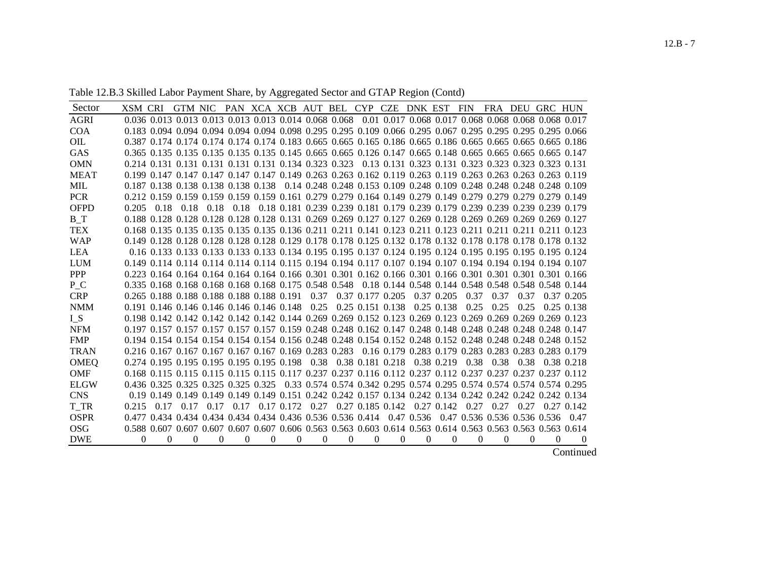Table 12.B.3 Skilled Labor Payment Share, by Aggregated Sector and GTAP Region (Contd)

| Sector | XSM | CRI | GTM | NIC | PAN | XCA | XCB | AUT | BEL | CYP | CZE | DNK | EST | FIN | FRA | DEU | GRC | HUN |
|---|---|---|---|---|---|---|---|---|---|---|---|---|---|---|---|---|---|---|
| AGRI | 0.036 | 0.013 | 0.013 | 0.013 | 0.013 | 0.013 | 0.014 | 0.068 | 0.068 | 0.01 | 0.017 | 0.068 | 0.017 | 0.068 | 0.068 | 0.068 | 0.068 | 0.017 |
| COA | 0.183 | 0.094 | 0.094 | 0.094 | 0.094 | 0.094 | 0.098 | 0.295 | 0.295 | 0.109 | 0.066 | 0.295 | 0.067 | 0.295 | 0.295 | 0.295 | 0.295 | 0.066 |
| OIL | 0.387 | 0.174 | 0.174 | 0.174 | 0.174 | 0.174 | 0.183 | 0.665 | 0.665 | 0.165 | 0.186 | 0.665 | 0.186 | 0.665 | 0.665 | 0.665 | 0.665 | 0.186 |
| GAS | 0.365 | 0.135 | 0.135 | 0.135 | 0.135 | 0.135 | 0.145 | 0.665 | 0.665 | 0.126 | 0.147 | 0.665 | 0.148 | 0.665 | 0.665 | 0.665 | 0.665 | 0.147 |
| OMN | 0.214 | 0.131 | 0.131 | 0.131 | 0.131 | 0.131 | 0.134 | 0.323 | 0.323 | 0.13 | 0.131 | 0.323 | 0.131 | 0.323 | 0.323 | 0.323 | 0.323 | 0.131 |
| MEAT | 0.199 | 0.147 | 0.147 | 0.147 | 0.147 | 0.147 | 0.149 | 0.263 | 0.263 | 0.162 | 0.119 | 0.263 | 0.119 | 0.263 | 0.263 | 0.263 | 0.263 | 0.119 |
| MIL | 0.187 | 0.138 | 0.138 | 0.138 | 0.138 | 0.138 | 0.14 | 0.248 | 0.248 | 0.153 | 0.109 | 0.248 | 0.109 | 0.248 | 0.248 | 0.248 | 0.248 | 0.109 |
| PCR | 0.212 | 0.159 | 0.159 | 0.159 | 0.159 | 0.159 | 0.161 | 0.279 | 0.279 | 0.164 | 0.149 | 0.279 | 0.149 | 0.279 | 0.279 | 0.279 | 0.279 | 0.149 |
| OFPD | 0.205 | 0.18 | 0.18 | 0.18 | 0.18 | 0.18 | 0.181 | 0.239 | 0.239 | 0.181 | 0.179 | 0.239 | 0.179 | 0.239 | 0.239 | 0.239 | 0.239 | 0.179 |
| B_T | 0.188 | 0.128 | 0.128 | 0.128 | 0.128 | 0.128 | 0.131 | 0.269 | 0.269 | 0.127 | 0.127 | 0.269 | 0.128 | 0.269 | 0.269 | 0.269 | 0.269 | 0.127 |
| TEX | 0.168 | 0.135 | 0.135 | 0.135 | 0.135 | 0.135 | 0.136 | 0.211 | 0.211 | 0.141 | 0.123 | 0.211 | 0.123 | 0.211 | 0.211 | 0.211 | 0.211 | 0.123 |
| WAP | 0.149 | 0.128 | 0.128 | 0.128 | 0.128 | 0.128 | 0.129 | 0.178 | 0.178 | 0.125 | 0.132 | 0.178 | 0.132 | 0.178 | 0.178 | 0.178 | 0.178 | 0.132 |
| LEA | 0.16 | 0.133 | 0.133 | 0.133 | 0.133 | 0.133 | 0.134 | 0.195 | 0.195 | 0.137 | 0.124 | 0.195 | 0.124 | 0.195 | 0.195 | 0.195 | 0.195 | 0.124 |
| LUM | 0.149 | 0.114 | 0.114 | 0.114 | 0.114 | 0.114 | 0.115 | 0.194 | 0.194 | 0.117 | 0.107 | 0.194 | 0.107 | 0.194 | 0.194 | 0.194 | 0.194 | 0.107 |
| PPP | 0.223 | 0.164 | 0.164 | 0.164 | 0.164 | 0.164 | 0.166 | 0.301 | 0.301 | 0.162 | 0.166 | 0.301 | 0.166 | 0.301 | 0.301 | 0.301 | 0.301 | 0.166 |
| P_C | 0.335 | 0.168 | 0.168 | 0.168 | 0.168 | 0.168 | 0.175 | 0.548 | 0.548 | 0.18 | 0.144 | 0.548 | 0.144 | 0.548 | 0.548 | 0.548 | 0.548 | 0.144 |
| CRP | 0.265 | 0.188 | 0.188 | 0.188 | 0.188 | 0.188 | 0.191 | 0.37 | 0.37 | 0.177 | 0.205 | 0.37 | 0.205 | 0.37 | 0.37 | 0.37 | 0.37 | 0.205 |
| NMM | 0.191 | 0.146 | 0.146 | 0.146 | 0.146 | 0.146 | 0.148 | 0.25 | 0.25 | 0.151 | 0.138 | 0.25 | 0.138 | 0.25 | 0.25 | 0.25 | 0.25 | 0.138 |
| I_S | 0.198 | 0.142 | 0.142 | 0.142 | 0.142 | 0.142 | 0.144 | 0.269 | 0.269 | 0.152 | 0.123 | 0.269 | 0.123 | 0.269 | 0.269 | 0.269 | 0.269 | 0.123 |
| NFM | 0.197 | 0.157 | 0.157 | 0.157 | 0.157 | 0.157 | 0.159 | 0.248 | 0.248 | 0.162 | 0.147 | 0.248 | 0.148 | 0.248 | 0.248 | 0.248 | 0.248 | 0.147 |
| FMP | 0.194 | 0.154 | 0.154 | 0.154 | 0.154 | 0.154 | 0.156 | 0.248 | 0.248 | 0.154 | 0.152 | 0.248 | 0.152 | 0.248 | 0.248 | 0.248 | 0.248 | 0.152 |
| TRAN | 0.216 | 0.167 | 0.167 | 0.167 | 0.167 | 0.167 | 0.169 | 0.283 | 0.283 | 0.16 | 0.179 | 0.283 | 0.179 | 0.283 | 0.283 | 0.283 | 0.283 | 0.179 |
| OMEQ | 0.274 | 0.195 | 0.195 | 0.195 | 0.195 | 0.195 | 0.198 | 0.38 | 0.38 | 0.181 | 0.218 | 0.38 | 0.219 | 0.38 | 0.38 | 0.38 | 0.38 | 0.218 |
| OMF | 0.168 | 0.115 | 0.115 | 0.115 | 0.115 | 0.115 | 0.117 | 0.237 | 0.237 | 0.116 | 0.112 | 0.237 | 0.112 | 0.237 | 0.237 | 0.237 | 0.237 | 0.112 |
| ELGW | 0.436 | 0.325 | 0.325 | 0.325 | 0.325 | 0.325 | 0.33 | 0.574 | 0.574 | 0.342 | 0.295 | 0.574 | 0.295 | 0.574 | 0.574 | 0.574 | 0.574 | 0.295 |
| CNS | 0.19 | 0.149 | 0.149 | 0.149 | 0.149 | 0.149 | 0.151 | 0.242 | 0.242 | 0.157 | 0.134 | 0.242 | 0.134 | 0.242 | 0.242 | 0.242 | 0.242 | 0.134 |
| T_TR | 0.215 | 0.17 | 0.17 | 0.17 | 0.17 | 0.17 | 0.172 | 0.27 | 0.27 | 0.185 | 0.142 | 0.27 | 0.142 | 0.27 | 0.27 | 0.27 | 0.27 | 0.142 |
| OSPR | 0.477 | 0.434 | 0.434 | 0.434 | 0.434 | 0.434 | 0.436 | 0.536 | 0.536 | 0.414 | 0.47 | 0.536 | 0.47 | 0.536 | 0.536 | 0.536 | 0.536 | 0.47 |
| OSG | 0.588 | 0.607 | 0.607 | 0.607 | 0.607 | 0.607 | 0.606 | 0.563 | 0.563 | 0.603 | 0.614 | 0.563 | 0.614 | 0.563 | 0.563 | 0.563 | 0.563 | 0.614 |
| DWE | 0 | 0 | 0 | 0 | 0 | 0 | 0 | 0 | 0 | 0 | 0 | 0 | 0 | 0 | 0 | 0 | 0 | 0 |

Continued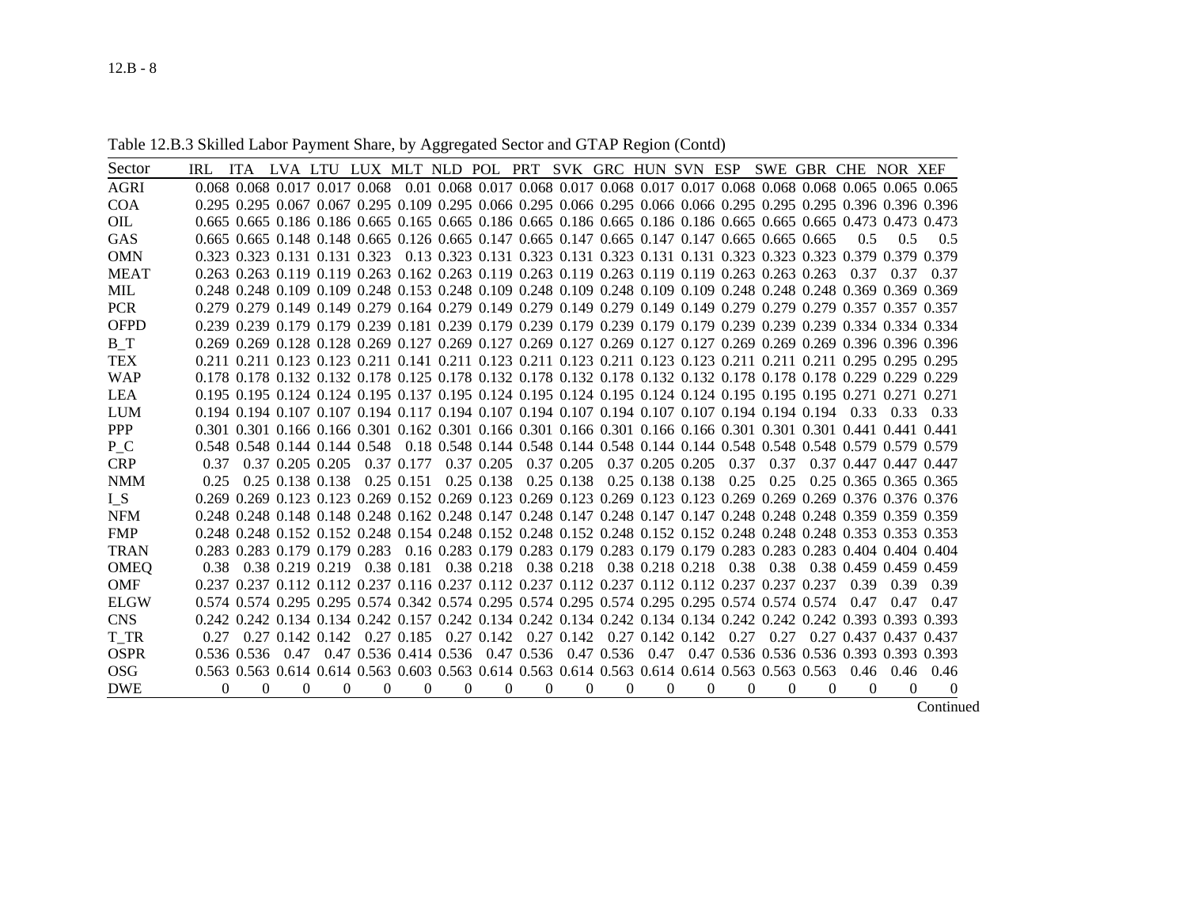Table 12.B.3 Skilled Labor Payment Share, by Aggregated Sector and GTAP Region (Contd)

| Sector | IRL | ITA | LVA | LTU | LUX | MLT | NLD | POL | PRT | SVK | GRC | HUN | SVN | ESP | SWE | GBR | CHE | NOR | XEF |
|---|---|---|---|---|---|---|---|---|---|---|---|---|---|---|---|---|---|---|---|
| AGRI | 0.068 | 0.068 | 0.017 | 0.017 | 0.068 | 0.01 | 0.068 | 0.017 | 0.068 | 0.017 | 0.068 | 0.017 | 0.017 | 0.068 | 0.068 | 0.068 | 0.065 | 0.065 | 0.065 |
| COA | 0.295 | 0.295 | 0.067 | 0.067 | 0.295 | 0.109 | 0.295 | 0.066 | 0.295 | 0.066 | 0.295 | 0.066 | 0.066 | 0.295 | 0.295 | 0.295 | 0.396 | 0.396 | 0.396 |
| OIL | 0.665 | 0.665 | 0.186 | 0.186 | 0.665 | 0.165 | 0.665 | 0.186 | 0.665 | 0.186 | 0.665 | 0.186 | 0.186 | 0.665 | 0.665 | 0.665 | 0.473 | 0.473 | 0.473 |
| GAS | 0.665 | 0.665 | 0.148 | 0.148 | 0.665 | 0.126 | 0.665 | 0.147 | 0.665 | 0.147 | 0.665 | 0.147 | 0.147 | 0.665 | 0.665 | 0.665 | 0.5 | 0.5 | 0.5 |
| OMN | 0.323 | 0.323 | 0.131 | 0.131 | 0.323 | 0.13 | 0.323 | 0.131 | 0.323 | 0.131 | 0.323 | 0.131 | 0.131 | 0.323 | 0.323 | 0.323 | 0.379 | 0.379 | 0.379 |
| MEAT | 0.263 | 0.263 | 0.119 | 0.119 | 0.263 | 0.162 | 0.263 | 0.119 | 0.263 | 0.119 | 0.263 | 0.119 | 0.119 | 0.263 | 0.263 | 0.263 | 0.37 | 0.37 | 0.37 |
| MIL | 0.248 | 0.248 | 0.109 | 0.109 | 0.248 | 0.153 | 0.248 | 0.109 | 0.248 | 0.109 | 0.248 | 0.109 | 0.109 | 0.248 | 0.248 | 0.248 | 0.369 | 0.369 | 0.369 |
| PCR | 0.279 | 0.279 | 0.149 | 0.149 | 0.279 | 0.164 | 0.279 | 0.149 | 0.279 | 0.149 | 0.279 | 0.149 | 0.149 | 0.279 | 0.279 | 0.279 | 0.357 | 0.357 | 0.357 |
| OFPD | 0.239 | 0.239 | 0.179 | 0.179 | 0.239 | 0.181 | 0.239 | 0.179 | 0.239 | 0.179 | 0.239 | 0.179 | 0.179 | 0.239 | 0.239 | 0.239 | 0.334 | 0.334 | 0.334 |
| B_T | 0.269 | 0.269 | 0.128 | 0.128 | 0.269 | 0.127 | 0.269 | 0.127 | 0.269 | 0.127 | 0.269 | 0.127 | 0.127 | 0.269 | 0.269 | 0.269 | 0.396 | 0.396 | 0.396 |
| TEX | 0.211 | 0.211 | 0.123 | 0.123 | 0.211 | 0.141 | 0.211 | 0.123 | 0.211 | 0.123 | 0.211 | 0.123 | 0.123 | 0.211 | 0.211 | 0.211 | 0.295 | 0.295 | 0.295 |
| WAP | 0.178 | 0.178 | 0.132 | 0.132 | 0.178 | 0.125 | 0.178 | 0.132 | 0.178 | 0.132 | 0.178 | 0.132 | 0.132 | 0.178 | 0.178 | 0.178 | 0.229 | 0.229 | 0.229 |
| LEA | 0.195 | 0.195 | 0.124 | 0.124 | 0.195 | 0.137 | 0.195 | 0.124 | 0.195 | 0.124 | 0.195 | 0.124 | 0.124 | 0.195 | 0.195 | 0.195 | 0.271 | 0.271 | 0.271 |
| LUM | 0.194 | 0.194 | 0.107 | 0.107 | 0.194 | 0.117 | 0.194 | 0.107 | 0.194 | 0.107 | 0.194 | 0.107 | 0.107 | 0.194 | 0.194 | 0.194 | 0.33 | 0.33 | 0.33 |
| PPP | 0.301 | 0.301 | 0.166 | 0.166 | 0.301 | 0.162 | 0.301 | 0.166 | 0.301 | 0.166 | 0.301 | 0.166 | 0.166 | 0.301 | 0.301 | 0.301 | 0.441 | 0.441 | 0.441 |
| P_C | 0.548 | 0.548 | 0.144 | 0.144 | 0.548 | 0.18 | 0.548 | 0.144 | 0.548 | 0.144 | 0.548 | 0.144 | 0.144 | 0.548 | 0.548 | 0.548 | 0.579 | 0.579 | 0.579 |
| CRP | 0.37 | 0.37 | 0.205 | 0.205 | 0.37 | 0.177 | 0.37 | 0.205 | 0.37 | 0.205 | 0.37 | 0.205 | 0.205 | 0.37 | 0.37 | 0.37 | 0.447 | 0.447 | 0.447 |
| NMM | 0.25 | 0.25 | 0.138 | 0.138 | 0.25 | 0.151 | 0.25 | 0.138 | 0.25 | 0.138 | 0.25 | 0.138 | 0.138 | 0.25 | 0.25 | 0.25 | 0.365 | 0.365 | 0.365 |
| I_S | 0.269 | 0.269 | 0.123 | 0.123 | 0.269 | 0.152 | 0.269 | 0.123 | 0.269 | 0.123 | 0.269 | 0.123 | 0.123 | 0.269 | 0.269 | 0.269 | 0.376 | 0.376 | 0.376 |
| NFM | 0.248 | 0.248 | 0.148 | 0.148 | 0.248 | 0.162 | 0.248 | 0.147 | 0.248 | 0.147 | 0.248 | 0.147 | 0.147 | 0.248 | 0.248 | 0.248 | 0.359 | 0.359 | 0.359 |
| FMP | 0.248 | 0.248 | 0.152 | 0.152 | 0.248 | 0.154 | 0.248 | 0.152 | 0.248 | 0.152 | 0.248 | 0.152 | 0.152 | 0.248 | 0.248 | 0.248 | 0.353 | 0.353 | 0.353 |
| TRAN | 0.283 | 0.283 | 0.179 | 0.179 | 0.283 | 0.16 | 0.283 | 0.179 | 0.283 | 0.179 | 0.283 | 0.179 | 0.179 | 0.283 | 0.283 | 0.283 | 0.404 | 0.404 | 0.404 |
| OMEQ | 0.38 | 0.38 | 0.219 | 0.219 | 0.38 | 0.181 | 0.38 | 0.218 | 0.38 | 0.218 | 0.38 | 0.218 | 0.218 | 0.38 | 0.38 | 0.38 | 0.459 | 0.459 | 0.459 |
| OMF | 0.237 | 0.237 | 0.112 | 0.112 | 0.237 | 0.116 | 0.237 | 0.112 | 0.237 | 0.112 | 0.237 | 0.112 | 0.112 | 0.237 | 0.237 | 0.237 | 0.39 | 0.39 | 0.39 |
| ELGW | 0.574 | 0.574 | 0.295 | 0.295 | 0.574 | 0.342 | 0.574 | 0.295 | 0.574 | 0.295 | 0.574 | 0.295 | 0.295 | 0.574 | 0.574 | 0.574 | 0.47 | 0.47 | 0.47 |
| CNS | 0.242 | 0.242 | 0.134 | 0.134 | 0.242 | 0.157 | 0.242 | 0.134 | 0.242 | 0.134 | 0.242 | 0.134 | 0.134 | 0.242 | 0.242 | 0.242 | 0.393 | 0.393 | 0.393 |
| T_TR | 0.27 | 0.27 | 0.142 | 0.142 | 0.27 | 0.185 | 0.27 | 0.142 | 0.27 | 0.142 | 0.27 | 0.142 | 0.142 | 0.27 | 0.27 | 0.27 | 0.437 | 0.437 | 0.437 |
| OSPR | 0.536 | 0.536 | 0.47 | 0.47 | 0.536 | 0.414 | 0.536 | 0.47 | 0.536 | 0.47 | 0.536 | 0.47 | 0.47 | 0.536 | 0.536 | 0.536 | 0.393 | 0.393 | 0.393 |
| OSG | 0.563 | 0.563 | 0.614 | 0.614 | 0.563 | 0.603 | 0.563 | 0.614 | 0.563 | 0.614 | 0.563 | 0.614 | 0.614 | 0.563 | 0.563 | 0.563 | 0.46 | 0.46 | 0.46 |
| DWE | 0 | 0 | 0 | 0 | 0 | 0 | 0 | 0 | 0 | 0 | 0 | 0 | 0 | 0 | 0 | 0 | 0 | 0 | 0 |

Continued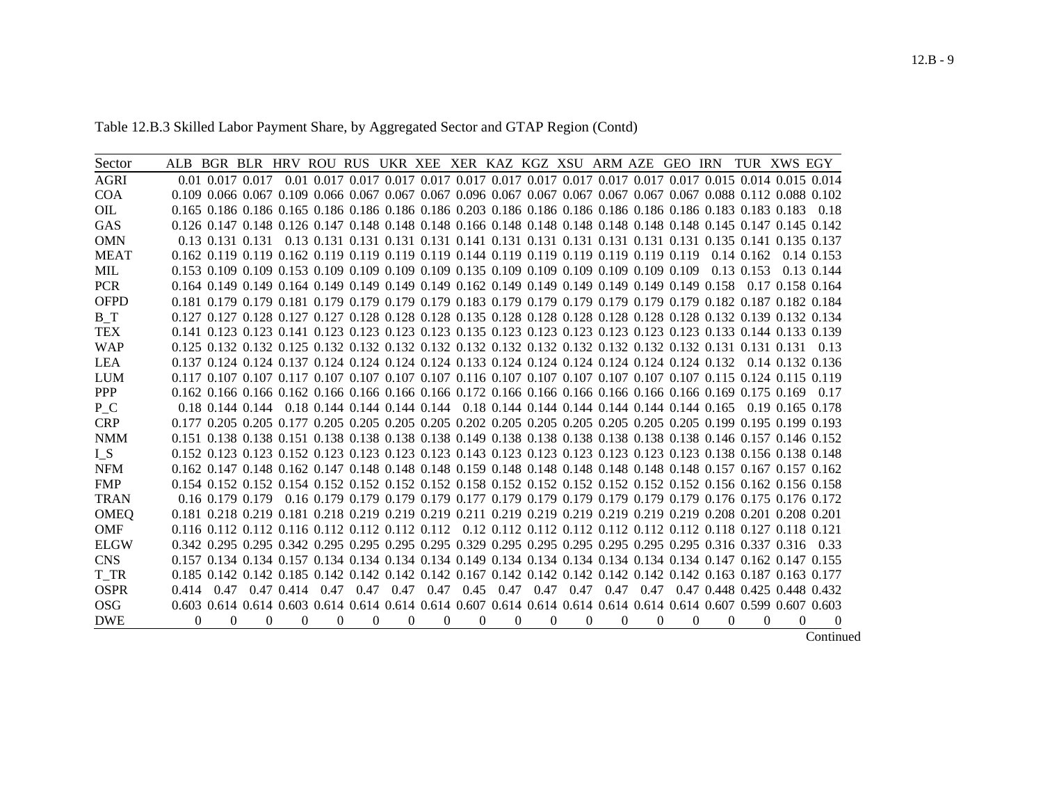Table 12.B.3 Skilled Labor Payment Share, by Aggregated Sector and GTAP Region (Contd)

| Sector | ALB | BGR | BLR | HRV | ROU | RUS | UKR | XEE | XER | KAZ | KGZ | XSU | ARM | AZE | GEO | IRN | TUR | XWS | EGY |
|---|---|---|---|---|---|---|---|---|---|---|---|---|---|---|---|---|---|---|---|
| AGRI | 0.01 | 0.017 | 0.017 | 0.01 | 0.017 | 0.017 | 0.017 | 0.017 | 0.017 | 0.017 | 0.017 | 0.017 | 0.017 | 0.017 | 0.017 | 0.015 | 0.014 | 0.015 | 0.014 |
| COA | 0.109 | 0.066 | 0.067 | 0.109 | 0.066 | 0.067 | 0.067 | 0.067 | 0.096 | 0.067 | 0.067 | 0.067 | 0.067 | 0.067 | 0.067 | 0.088 | 0.112 | 0.088 | 0.102 |
| OIL | 0.165 | 0.186 | 0.186 | 0.165 | 0.186 | 0.186 | 0.186 | 0.186 | 0.203 | 0.186 | 0.186 | 0.186 | 0.186 | 0.186 | 0.186 | 0.183 | 0.183 | 0.183 | 0.18 |
| GAS | 0.126 | 0.147 | 0.148 | 0.126 | 0.147 | 0.148 | 0.148 | 0.148 | 0.166 | 0.148 | 0.148 | 0.148 | 0.148 | 0.148 | 0.148 | 0.145 | 0.147 | 0.145 | 0.142 |
| OMN | 0.13 | 0.131 | 0.131 | 0.13 | 0.131 | 0.131 | 0.131 | 0.131 | 0.141 | 0.131 | 0.131 | 0.131 | 0.131 | 0.131 | 0.131 | 0.135 | 0.141 | 0.135 | 0.137 |
| MEAT | 0.162 | 0.119 | 0.119 | 0.162 | 0.119 | 0.119 | 0.119 | 0.119 | 0.144 | 0.119 | 0.119 | 0.119 | 0.119 | 0.119 | 0.119 | 0.14 | 0.162 | 0.14 | 0.153 |
| MIL | 0.153 | 0.109 | 0.109 | 0.153 | 0.109 | 0.109 | 0.109 | 0.109 | 0.135 | 0.109 | 0.109 | 0.109 | 0.109 | 0.109 | 0.109 | 0.13 | 0.153 | 0.13 | 0.144 |
| PCR | 0.164 | 0.149 | 0.149 | 0.164 | 0.149 | 0.149 | 0.149 | 0.149 | 0.162 | 0.149 | 0.149 | 0.149 | 0.149 | 0.149 | 0.149 | 0.158 | 0.17 | 0.158 | 0.164 |
| OFPD | 0.181 | 0.179 | 0.179 | 0.181 | 0.179 | 0.179 | 0.179 | 0.179 | 0.183 | 0.179 | 0.179 | 0.179 | 0.179 | 0.179 | 0.179 | 0.182 | 0.187 | 0.182 | 0.184 |
| B_T | 0.127 | 0.127 | 0.128 | 0.127 | 0.127 | 0.128 | 0.128 | 0.128 | 0.135 | 0.128 | 0.128 | 0.128 | 0.128 | 0.128 | 0.128 | 0.132 | 0.139 | 0.132 | 0.134 |
| TEX | 0.141 | 0.123 | 0.123 | 0.141 | 0.123 | 0.123 | 0.123 | 0.123 | 0.135 | 0.123 | 0.123 | 0.123 | 0.123 | 0.123 | 0.123 | 0.133 | 0.144 | 0.133 | 0.139 |
| WAP | 0.125 | 0.132 | 0.132 | 0.125 | 0.132 | 0.132 | 0.132 | 0.132 | 0.132 | 0.132 | 0.132 | 0.132 | 0.132 | 0.132 | 0.132 | 0.131 | 0.131 | 0.131 | 0.13 |
| LEA | 0.137 | 0.124 | 0.124 | 0.137 | 0.124 | 0.124 | 0.124 | 0.124 | 0.133 | 0.124 | 0.124 | 0.124 | 0.124 | 0.124 | 0.124 | 0.132 | 0.14 | 0.132 | 0.136 |
| LUM | 0.117 | 0.107 | 0.107 | 0.117 | 0.107 | 0.107 | 0.107 | 0.107 | 0.116 | 0.107 | 0.107 | 0.107 | 0.107 | 0.107 | 0.107 | 0.115 | 0.124 | 0.115 | 0.119 |
| PPP | 0.162 | 0.166 | 0.166 | 0.162 | 0.166 | 0.166 | 0.166 | 0.166 | 0.172 | 0.166 | 0.166 | 0.166 | 0.166 | 0.166 | 0.166 | 0.169 | 0.175 | 0.169 | 0.17 |
| P_C | 0.18 | 0.144 | 0.144 | 0.18 | 0.144 | 0.144 | 0.144 | 0.144 | 0.18 | 0.144 | 0.144 | 0.144 | 0.144 | 0.144 | 0.144 | 0.165 | 0.19 | 0.165 | 0.178 |
| CRP | 0.177 | 0.205 | 0.205 | 0.177 | 0.205 | 0.205 | 0.205 | 0.205 | 0.202 | 0.205 | 0.205 | 0.205 | 0.205 | 0.205 | 0.205 | 0.199 | 0.195 | 0.199 | 0.193 |
| NMM | 0.151 | 0.138 | 0.138 | 0.151 | 0.138 | 0.138 | 0.138 | 0.138 | 0.149 | 0.138 | 0.138 | 0.138 | 0.138 | 0.138 | 0.138 | 0.146 | 0.157 | 0.146 | 0.152 |
| I_S | 0.152 | 0.123 | 0.123 | 0.152 | 0.123 | 0.123 | 0.123 | 0.123 | 0.143 | 0.123 | 0.123 | 0.123 | 0.123 | 0.123 | 0.123 | 0.138 | 0.156 | 0.138 | 0.148 |
| NFM | 0.162 | 0.147 | 0.148 | 0.162 | 0.147 | 0.148 | 0.148 | 0.148 | 0.159 | 0.148 | 0.148 | 0.148 | 0.148 | 0.148 | 0.148 | 0.157 | 0.167 | 0.157 | 0.162 |
| FMP | 0.154 | 0.152 | 0.152 | 0.154 | 0.152 | 0.152 | 0.152 | 0.152 | 0.158 | 0.152 | 0.152 | 0.152 | 0.152 | 0.152 | 0.152 | 0.156 | 0.162 | 0.156 | 0.158 |
| TRAN | 0.16 | 0.179 | 0.179 | 0.16 | 0.179 | 0.179 | 0.179 | 0.179 | 0.177 | 0.179 | 0.179 | 0.179 | 0.179 | 0.179 | 0.179 | 0.176 | 0.175 | 0.176 | 0.172 |
| OMEQ | 0.181 | 0.218 | 0.219 | 0.181 | 0.218 | 0.219 | 0.219 | 0.219 | 0.211 | 0.219 | 0.219 | 0.219 | 0.219 | 0.219 | 0.219 | 0.208 | 0.201 | 0.208 | 0.201 |
| OMF | 0.116 | 0.112 | 0.112 | 0.116 | 0.112 | 0.112 | 0.112 | 0.112 | 0.12 | 0.112 | 0.112 | 0.112 | 0.112 | 0.112 | 0.112 | 0.118 | 0.127 | 0.118 | 0.121 |
| ELGW | 0.342 | 0.295 | 0.295 | 0.342 | 0.295 | 0.295 | 0.295 | 0.295 | 0.329 | 0.295 | 0.295 | 0.295 | 0.295 | 0.295 | 0.295 | 0.316 | 0.337 | 0.316 | 0.33 |
| CNS | 0.157 | 0.134 | 0.134 | 0.157 | 0.134 | 0.134 | 0.134 | 0.134 | 0.149 | 0.134 | 0.134 | 0.134 | 0.134 | 0.134 | 0.134 | 0.147 | 0.162 | 0.147 | 0.155 |
| T_TR | 0.185 | 0.142 | 0.142 | 0.185 | 0.142 | 0.142 | 0.142 | 0.142 | 0.167 | 0.142 | 0.142 | 0.142 | 0.142 | 0.142 | 0.142 | 0.163 | 0.187 | 0.163 | 0.177 |
| OSPR | 0.414 | 0.47 | 0.47 | 0.414 | 0.47 | 0.47 | 0.47 | 0.47 | 0.45 | 0.47 | 0.47 | 0.47 | 0.47 | 0.47 | 0.47 | 0.448 | 0.425 | 0.448 | 0.432 |
| OSG | 0.603 | 0.614 | 0.614 | 0.603 | 0.614 | 0.614 | 0.614 | 0.614 | 0.607 | 0.614 | 0.614 | 0.614 | 0.614 | 0.614 | 0.614 | 0.607 | 0.599 | 0.607 | 0.603 |
| DWE | 0 | 0 | 0 | 0 | 0 | 0 | 0 | 0 | 0 | 0 | 0 | 0 | 0 | 0 | 0 | 0 | 0 | 0 | 0 |

Continued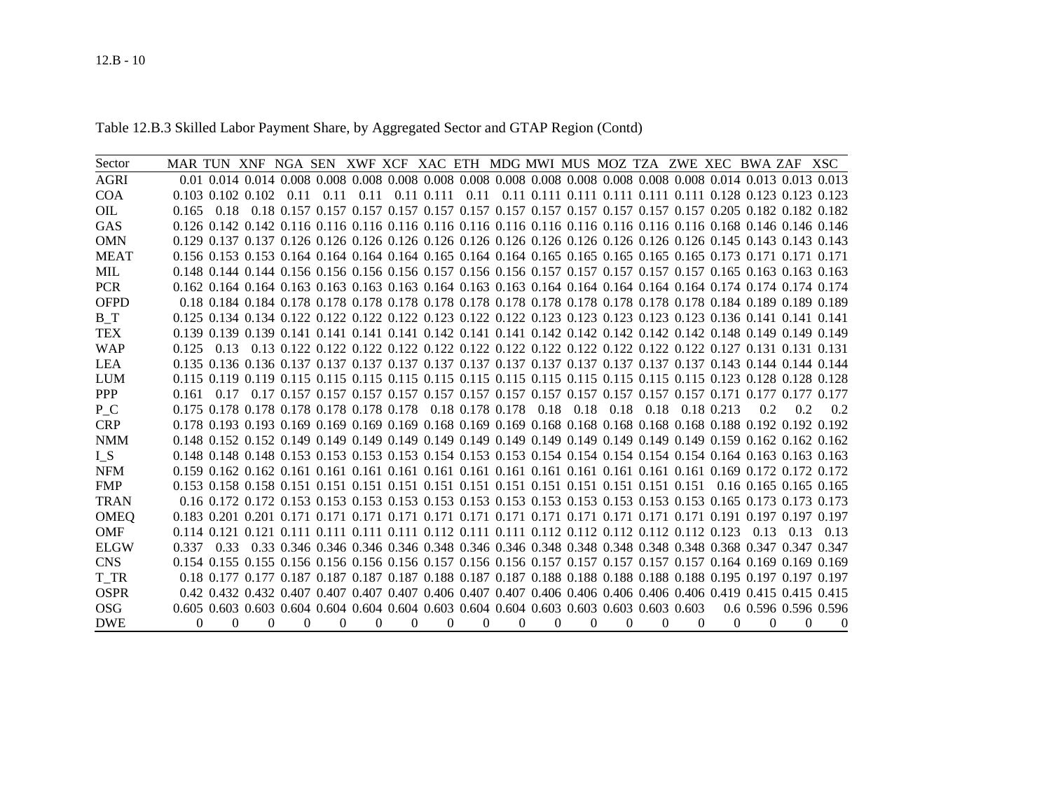Table 12.B.3 Skilled Labor Payment Share, by Aggregated Sector and GTAP Region (Contd)

| Sector | MAR | TUN | XNF | NGA | SEN | XWF | XCF | XAC | ETH | MDG | MWI | MUS | MOZ | TZA | ZWE | XEC | BWA | ZAF | XSC |
|---|---|---|---|---|---|---|---|---|---|---|---|---|---|---|---|---|---|---|---|
| AGRI | 0.01 | 0.014 | 0.014 | 0.008 | 0.008 | 0.008 | 0.008 | 0.008 | 0.008 | 0.008 | 0.008 | 0.008 | 0.008 | 0.008 | 0.008 | 0.014 | 0.013 | 0.013 | 0.013 |
| COA | 0.103 | 0.102 | 0.102 | 0.11 | 0.11 | 0.11 | 0.11 | 0.111 | 0.11 | 0.11 | 0.111 | 0.111 | 0.111 | 0.111 | 0.111 | 0.128 | 0.123 | 0.123 | 0.123 |
| OIL | 0.165 | 0.18 | 0.18 | 0.157 | 0.157 | 0.157 | 0.157 | 0.157 | 0.157 | 0.157 | 0.157 | 0.157 | 0.157 | 0.157 | 0.157 | 0.205 | 0.182 | 0.182 | 0.182 |
| GAS | 0.126 | 0.142 | 0.142 | 0.116 | 0.116 | 0.116 | 0.116 | 0.116 | 0.116 | 0.116 | 0.116 | 0.116 | 0.116 | 0.116 | 0.116 | 0.168 | 0.146 | 0.146 | 0.146 |
| OMN | 0.129 | 0.137 | 0.137 | 0.126 | 0.126 | 0.126 | 0.126 | 0.126 | 0.126 | 0.126 | 0.126 | 0.126 | 0.126 | 0.126 | 0.126 | 0.145 | 0.143 | 0.143 | 0.143 |
| MEAT | 0.156 | 0.153 | 0.153 | 0.164 | 0.164 | 0.164 | 0.164 | 0.165 | 0.164 | 0.164 | 0.165 | 0.165 | 0.165 | 0.165 | 0.165 | 0.173 | 0.171 | 0.171 | 0.171 |
| MIL | 0.148 | 0.144 | 0.144 | 0.156 | 0.156 | 0.156 | 0.156 | 0.157 | 0.156 | 0.156 | 0.157 | 0.157 | 0.157 | 0.157 | 0.157 | 0.165 | 0.163 | 0.163 | 0.163 |
| PCR | 0.162 | 0.164 | 0.164 | 0.163 | 0.163 | 0.163 | 0.163 | 0.164 | 0.163 | 0.163 | 0.164 | 0.164 | 0.164 | 0.164 | 0.164 | 0.174 | 0.174 | 0.174 | 0.174 |
| OFPD | 0.18 | 0.184 | 0.184 | 0.178 | 0.178 | 0.178 | 0.178 | 0.178 | 0.178 | 0.178 | 0.178 | 0.178 | 0.178 | 0.178 | 0.178 | 0.184 | 0.189 | 0.189 | 0.189 |
| B_T | 0.125 | 0.134 | 0.134 | 0.122 | 0.122 | 0.122 | 0.122 | 0.123 | 0.122 | 0.122 | 0.123 | 0.123 | 0.123 | 0.123 | 0.123 | 0.136 | 0.141 | 0.141 | 0.141 |
| TEX | 0.139 | 0.139 | 0.139 | 0.141 | 0.141 | 0.141 | 0.141 | 0.142 | 0.141 | 0.141 | 0.142 | 0.142 | 0.142 | 0.142 | 0.142 | 0.148 | 0.149 | 0.149 | 0.149 |
| WAP | 0.125 | 0.13 | 0.13 | 0.122 | 0.122 | 0.122 | 0.122 | 0.122 | 0.122 | 0.122 | 0.122 | 0.122 | 0.122 | 0.122 | 0.122 | 0.127 | 0.131 | 0.131 | 0.131 |
| LEA | 0.135 | 0.136 | 0.136 | 0.137 | 0.137 | 0.137 | 0.137 | 0.137 | 0.137 | 0.137 | 0.137 | 0.137 | 0.137 | 0.137 | 0.137 | 0.143 | 0.144 | 0.144 | 0.144 |
| LUM | 0.115 | 0.119 | 0.119 | 0.115 | 0.115 | 0.115 | 0.115 | 0.115 | 0.115 | 0.115 | 0.115 | 0.115 | 0.115 | 0.115 | 0.115 | 0.123 | 0.128 | 0.128 | 0.128 |
| PPP | 0.161 | 0.17 | 0.17 | 0.157 | 0.157 | 0.157 | 0.157 | 0.157 | 0.157 | 0.157 | 0.157 | 0.157 | 0.157 | 0.157 | 0.157 | 0.171 | 0.177 | 0.177 | 0.177 |
| P_C | 0.175 | 0.178 | 0.178 | 0.178 | 0.178 | 0.178 | 0.178 | 0.18 | 0.178 | 0.178 | 0.18 | 0.18 | 0.18 | 0.18 | 0.18 | 0.213 | 0.2 | 0.2 | 0.2 |
| CRP | 0.178 | 0.193 | 0.193 | 0.169 | 0.169 | 0.169 | 0.169 | 0.168 | 0.169 | 0.169 | 0.168 | 0.168 | 0.168 | 0.168 | 0.168 | 0.188 | 0.192 | 0.192 | 0.192 |
| NMM | 0.148 | 0.152 | 0.152 | 0.149 | 0.149 | 0.149 | 0.149 | 0.149 | 0.149 | 0.149 | 0.149 | 0.149 | 0.149 | 0.149 | 0.149 | 0.159 | 0.162 | 0.162 | 0.162 |
| I_S | 0.148 | 0.148 | 0.148 | 0.153 | 0.153 | 0.153 | 0.153 | 0.154 | 0.153 | 0.153 | 0.154 | 0.154 | 0.154 | 0.154 | 0.154 | 0.164 | 0.163 | 0.163 | 0.163 |
| NFM | 0.159 | 0.162 | 0.162 | 0.161 | 0.161 | 0.161 | 0.161 | 0.161 | 0.161 | 0.161 | 0.161 | 0.161 | 0.161 | 0.161 | 0.161 | 0.169 | 0.172 | 0.172 | 0.172 |
| FMP | 0.153 | 0.158 | 0.158 | 0.151 | 0.151 | 0.151 | 0.151 | 0.151 | 0.151 | 0.151 | 0.151 | 0.151 | 0.151 | 0.151 | 0.151 | 0.16 | 0.165 | 0.165 | 0.165 |
| TRAN | 0.16 | 0.172 | 0.172 | 0.153 | 0.153 | 0.153 | 0.153 | 0.153 | 0.153 | 0.153 | 0.153 | 0.153 | 0.153 | 0.153 | 0.153 | 0.165 | 0.173 | 0.173 | 0.173 |
| OMEQ | 0.183 | 0.201 | 0.201 | 0.171 | 0.171 | 0.171 | 0.171 | 0.171 | 0.171 | 0.171 | 0.171 | 0.171 | 0.171 | 0.171 | 0.171 | 0.191 | 0.197 | 0.197 | 0.197 |
| OMF | 0.114 | 0.121 | 0.121 | 0.111 | 0.111 | 0.111 | 0.111 | 0.112 | 0.111 | 0.111 | 0.112 | 0.112 | 0.112 | 0.112 | 0.112 | 0.123 | 0.13 | 0.13 | 0.13 |
| ELGW | 0.337 | 0.33 | 0.33 | 0.346 | 0.346 | 0.346 | 0.346 | 0.348 | 0.346 | 0.346 | 0.348 | 0.348 | 0.348 | 0.348 | 0.348 | 0.368 | 0.347 | 0.347 | 0.347 |
| CNS | 0.154 | 0.155 | 0.155 | 0.156 | 0.156 | 0.156 | 0.156 | 0.157 | 0.156 | 0.156 | 0.157 | 0.157 | 0.157 | 0.157 | 0.157 | 0.164 | 0.169 | 0.169 | 0.169 |
| T_TR | 0.18 | 0.177 | 0.177 | 0.187 | 0.187 | 0.187 | 0.187 | 0.188 | 0.187 | 0.187 | 0.188 | 0.188 | 0.188 | 0.188 | 0.188 | 0.195 | 0.197 | 0.197 | 0.197 |
| OSPR | 0.42 | 0.432 | 0.432 | 0.407 | 0.407 | 0.407 | 0.407 | 0.406 | 0.407 | 0.407 | 0.406 | 0.406 | 0.406 | 0.406 | 0.406 | 0.419 | 0.415 | 0.415 | 0.415 |
| OSG | 0.605 | 0.603 | 0.603 | 0.604 | 0.604 | 0.604 | 0.604 | 0.603 | 0.604 | 0.604 | 0.603 | 0.603 | 0.603 | 0.603 | 0.603 | 0.6 | 0.596 | 0.596 | 0.596 |
| DWE | 0 | 0 | 0 | 0 | 0 | 0 | 0 | 0 | 0 | 0 | 0 | 0 | 0 | 0 | 0 | 0 | 0 | 0 | 0 |